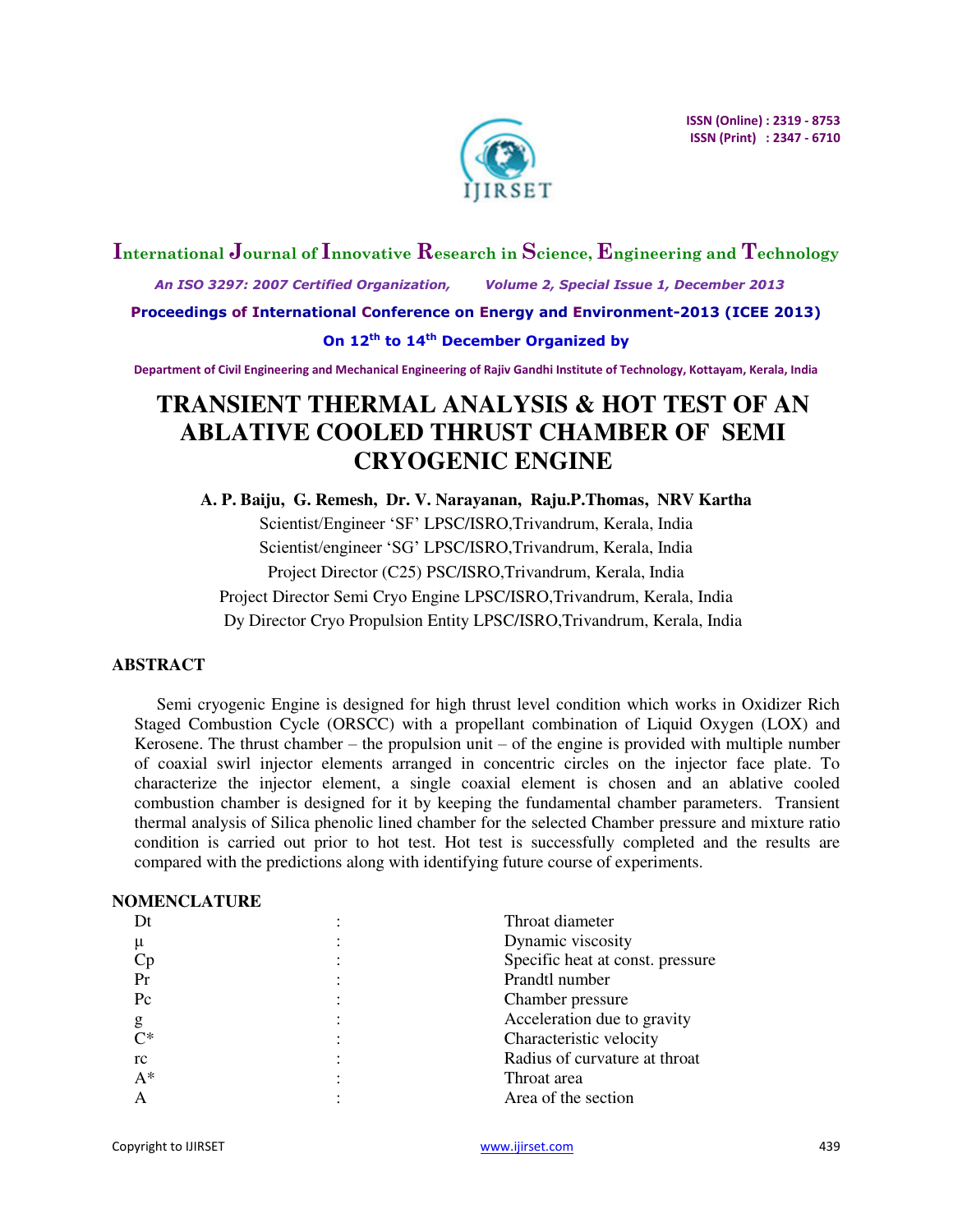ISSN (Online) : 2319 - 8753
ISSN (Print) : 2347 - 6710

**International Journal of Innovative Research in Science, Engineering and Technology**

*An ISO 3297: 2007 Certified Organization, Volume 2, Special Issue 1, December 2013*

**Proceedings of International Conference on Energy and Environment-2013 (ICEE 2013)**

**On 12th to 14th December Organized by**

**Department of Civil Engineering and Mechanical Engineering of Rajiv Gandhi Institute of Technology, Kottayam, Kerala, India**

# TRANSIENT THERMAL ANALYSIS & HOT TEST OF AN ABLATIVE COOLED THRUST CHAMBER OF SEMI CRYOGENIC ENGINE

**A. P. Baiju, G. Remesh, Dr. V. Narayanan, Raju.P.Thomas, NRV Kartha**

Scientist/Engineer 'SF' LPSC/ISRO,Trivandrum, Kerala, India
Scientist/engineer 'SG' LPSC/ISRO,Trivandrum, Kerala, India
Project Director (C25) PSC/ISRO,Trivandrum, Kerala, India
Project Director Semi Cryo Engine LPSC/ISRO,Trivandrum, Kerala, India
Dy Director Cryo Propulsion Entity LPSC/ISRO,Trivandrum, Kerala, India

## ABSTRACT

Semi cryogenic Engine is designed for high thrust level condition which works in Oxidizer Rich Staged Combustion Cycle (ORSCC) with a propellant combination of Liquid Oxygen (LOX) and Kerosene. The thrust chamber – the propulsion unit – of the engine is provided with multiple number of coaxial swirl injector elements arranged in concentric circles on the injector face plate. To characterize the injector element, a single coaxial element is chosen and an ablative cooled combustion chamber is designed for it by keeping the fundamental chamber parameters. Transient thermal analysis of Silica phenolic lined chamber for the selected Chamber pressure and mixture ratio condition is carried out prior to hot test. Hot test is successfully completed and the results are compared with the predictions along with identifying future course of experiments.

## NOMENCLATURE

| | | |
|---|---|---|
| Dt | : | Throat diameter |
| μ | : | Dynamic viscosity |
| Cp | : | Specific heat at const. pressure |
| Pr | : | Prandtl number |
| Pc | : | Chamber pressure |
| g | : | Acceleration due to gravity |
| C* | : | Characteristic velocity |
| rc | : | Radius of curvature at throat |
| A* | : | Throat area |
| A | : | Area of the section |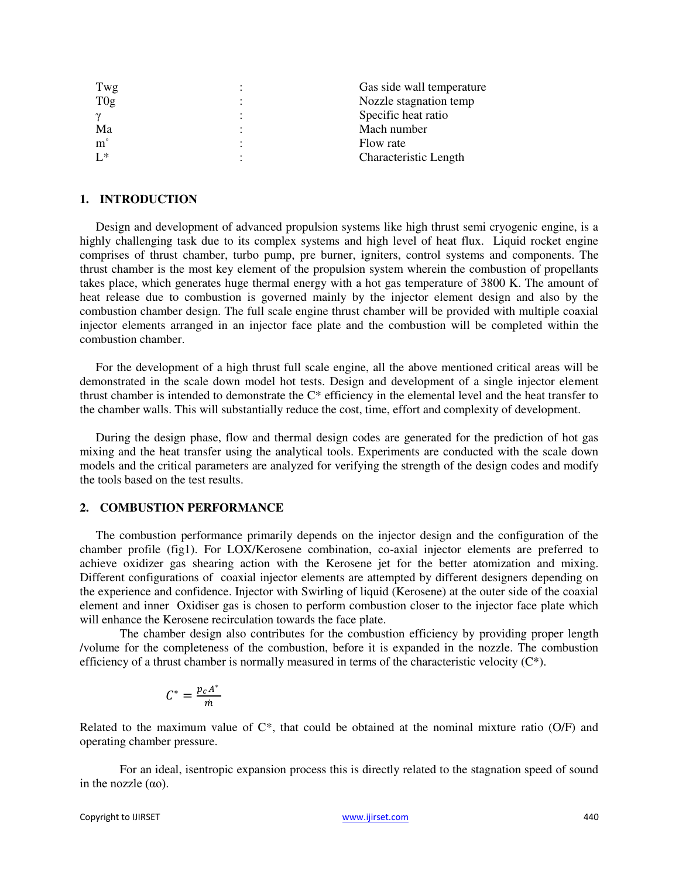| | | |
|---|---|---|
| Twg | : | Gas side wall temperature |
| T0g | : | Nozzle stagnation temp |
| $\gamma$ | : | Specific heat ratio |
| Ma | : | Mach number |
| $\dot{m}$ | : | Flow rate |
| L* | : | Characteristic Length |

## 1. INTRODUCTION

Design and development of advanced propulsion systems like high thrust semi cryogenic engine, is a highly challenging task due to its complex systems and high level of heat flux. Liquid rocket engine comprises of thrust chamber, turbo pump, pre burner, igniters, control systems and components. The thrust chamber is the most key element of the propulsion system wherein the combustion of propellants takes place, which generates huge thermal energy with a hot gas temperature of 3800 K. The amount of heat release due to combustion is governed mainly by the injector element design and also by the combustion chamber design. The full scale engine thrust chamber will be provided with multiple coaxial injector elements arranged in an injector face plate and the combustion will be completed within the combustion chamber.

For the development of a high thrust full scale engine, all the above mentioned critical areas will be demonstrated in the scale down model hot tests. Design and development of a single injector element thrust chamber is intended to demonstrate the C* efficiency in the elemental level and the heat transfer to the chamber walls. This will substantially reduce the cost, time, effort and complexity of development.

During the design phase, flow and thermal design codes are generated for the prediction of hot gas mixing and the heat transfer using the analytical tools. Experiments are conducted with the scale down models and the critical parameters are analyzed for verifying the strength of the design codes and modify the tools based on the test results.

## 2. COMBUSTION PERFORMANCE

The combustion performance primarily depends on the injector design and the configuration of the chamber profile (fig1). For LOX/Kerosene combination, co-axial injector elements are preferred to achieve oxidizer gas shearing action with the Kerosene jet for the better atomization and mixing. Different configurations of coaxial injector elements are attempted by different designers depending on the experience and confidence. Injector with Swirling of liquid (Kerosene) at the outer side of the coaxial element and inner Oxidiser gas is chosen to perform combustion closer to the injector face plate which will enhance the Kerosene recirculation towards the face plate.

The chamber design also contributes for the combustion efficiency by providing proper length /volume for the completeness of the combustion, before it is expanded in the nozzle. The combustion efficiency of a thrust chamber is normally measured in terms of the characteristic velocity (C*).

$$C^* = \frac{p_c A^*}{\dot{m}}$$

Related to the maximum value of C*, that could be obtained at the nominal mixture ratio (O/F) and operating chamber pressure.

For an ideal, isentropic expansion process this is directly related to the stagnation speed of sound in the nozzle ($\alpha$o).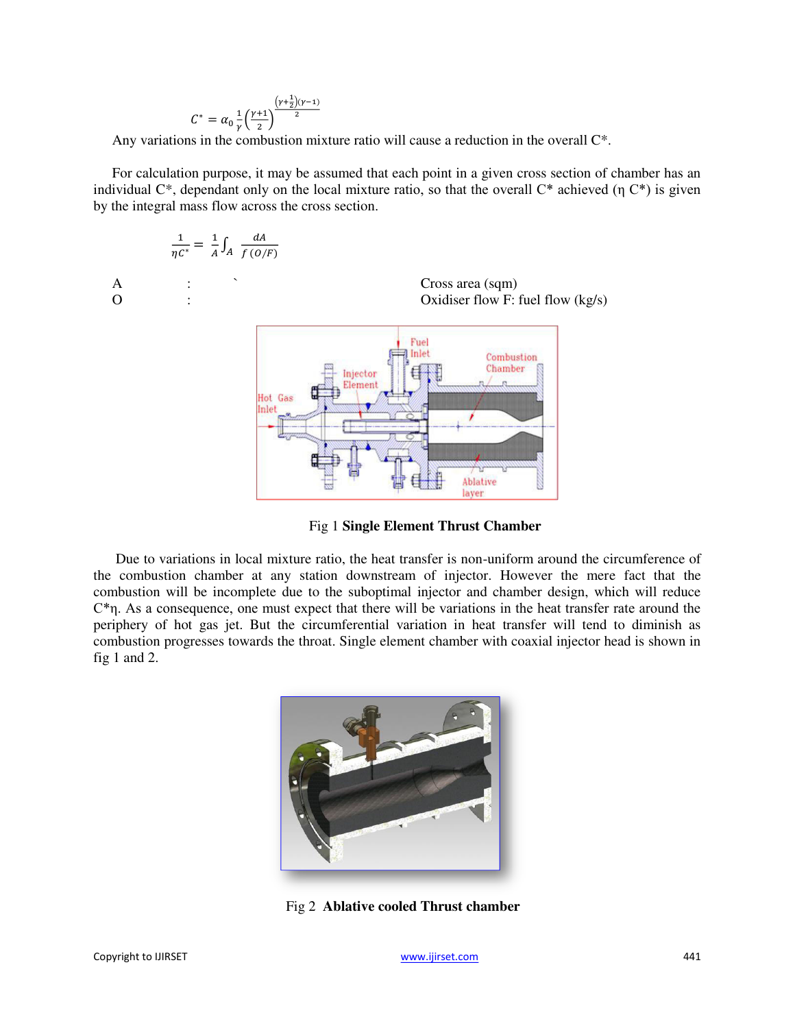$$C^* = \alpha_0 \frac{1}{\gamma}\left(\frac{\gamma+1}{2}\right)^{\frac{\left(\gamma+\frac{1}{2}\right)(\gamma-1)}{2}}$$

Any variations in the combustion mixture ratio will cause a reduction in the overall C*.

For calculation purpose, it may be assumed that each point in a given cross section of chamber has an individual C*, dependant only on the local mixture ratio, so that the overall C* achieved (η C*) is given by the integral mass flow across the cross section.

$$\frac{1}{\eta C^*} = \frac{1}{A}\int_A \frac{dA}{f\,(O/F)}$$

| | | |
|---|---|---|
| A | : | Cross area (sqm) |
| O | : | Oxidiser flow F: fuel flow (kg/s) |

Fig 1 **Single Element Thrust Chamber**

Due to variations in local mixture ratio, the heat transfer is non-uniform around the circumference of the combustion chamber at any station downstream of injector. However the mere fact that the combustion will be incomplete due to the suboptimal injector and chamber design, which will reduce C*η. As a consequence, one must expect that there will be variations in the heat transfer rate around the periphery of hot gas jet. But the circumferential variation in heat transfer will tend to diminish as combustion progresses towards the throat. Single element chamber with coaxial injector head is shown in fig 1 and 2.

Fig 2 **Ablative cooled Thrust chamber**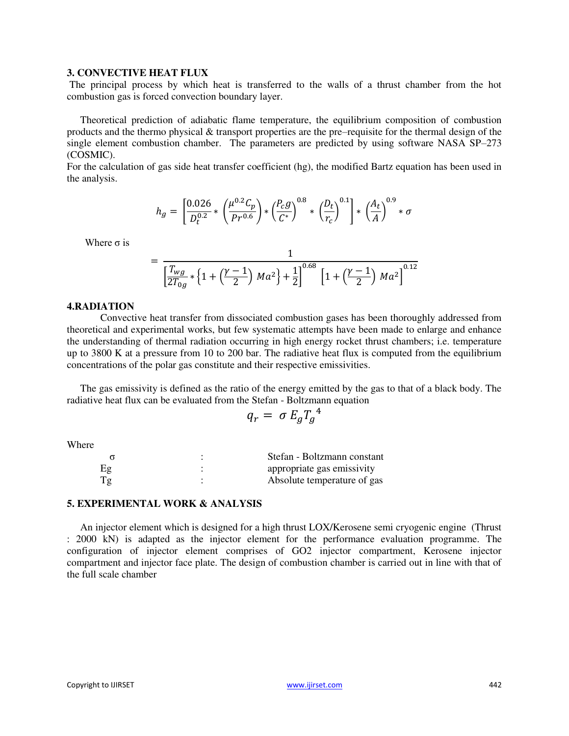## 3. CONVECTIVE HEAT FLUX

The principal process by which heat is transferred to the walls of a thrust chamber from the hot combustion gas is forced convection boundary layer.

Theoretical prediction of adiabatic flame temperature, the equilibrium composition of combustion products and the thermo physical & transport properties are the pre–requisite for the thermal design of the single element combustion chamber. The parameters are predicted by using software NASA SP–273 (COSMIC).

For the calculation of gas side heat transfer coefficient (hg), the modified Bartz equation has been used in the analysis.

$$h_g = \left[\frac{0.026}{D_t^{0.2}} * \left(\frac{\mu^{0.2} C_p}{Pr^{0.6}}\right) * \left(\frac{P_c g}{C^*}\right)^{0.8} * \left(\frac{D_t}{r_c}\right)^{0.1}\right] * \left(\frac{A_t}{A}\right)^{0.9} * \sigma$$

Where σ is

$$= \frac{1}{\left[\frac{T_{wg}}{2T_{0g}} * \left\{1 + \left(\frac{\gamma - 1}{2}\right) Ma^2\right\} + \frac{1}{2}\right]^{0.68} \left[1 + \left(\frac{\gamma - 1}{2}\right) Ma^2\right]^{0.12}}$$

## 4.RADIATION

Convective heat transfer from dissociated combustion gases has been thoroughly addressed from theoretical and experimental works, but few systematic attempts have been made to enlarge and enhance the understanding of thermal radiation occurring in high energy rocket thrust chambers; i.e. temperature up to 3800 K at a pressure from 10 to 200 bar. The radiative heat flux is computed from the equilibrium concentrations of the polar gas constitute and their respective emissivities.

The gas emissivity is defined as the ratio of the energy emitted by the gas to that of a black body. The radiative heat flux can be evaluated from the Stefan - Boltzmann equation

$$q_r = \sigma E_g T_g{}^4$$

Where

| | | |
|---|---|---|
| σ | : | Stefan - Boltzmann constant |
| Eg | : | appropriate gas emissivity |
| Tg | : | Absolute temperature of gas |

## 5. EXPERIMENTAL WORK & ANALYSIS

An injector element which is designed for a high thrust LOX/Kerosene semi cryogenic engine (Thrust : 2000 kN) is adapted as the injector element for the performance evaluation programme. The configuration of injector element comprises of GO2 injector compartment, Kerosene injector compartment and injector face plate. The design of combustion chamber is carried out in line with that of the full scale chamber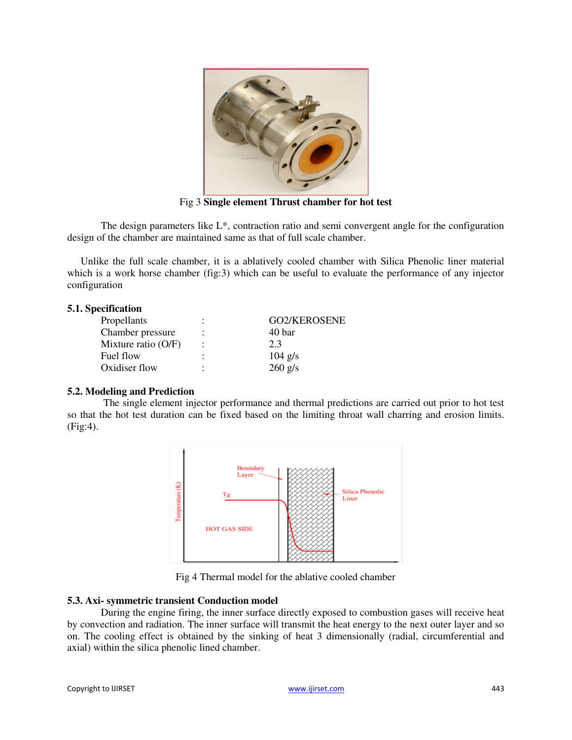Fig 3 **Single element Thrust chamber for hot test**

The design parameters like L*, contraction ratio and semi convergent angle for the configuration design of the chamber are maintained same as that of full scale chamber.

Unlike the full scale chamber, it is a ablatively cooled chamber with Silica Phenolic liner material which is a work horse chamber (fig:3) which can be useful to evaluate the performance of any injector configuration

### 5.1. Specification

| | | |
|---|---|---|
| Propellants | : | GO2/KEROSENE |
| Chamber pressure | : | 40 bar |
| Mixture ratio (O/F) | : | 2.3 |
| Fuel flow | : | 104 g/s |
| Oxidiser flow | : | 260 g/s |

### 5.2. Modeling and Prediction

The single element injector performance and thermal predictions are carried out prior to hot test so that the hot test duration can be fixed based on the limiting throat wall charring and erosion limits. (Fig:4).

Fig 4 Thermal model for the ablative cooled chamber

### 5.3. Axi- symmetric transient Conduction model

During the engine firing, the inner surface directly exposed to combustion gases will receive heat by convection and radiation. The inner surface will transmit the heat energy to the next outer layer and so on. The cooling effect is obtained by the sinking of heat 3 dimensionally (radial, circumferential and axial) within the silica phenolic lined chamber.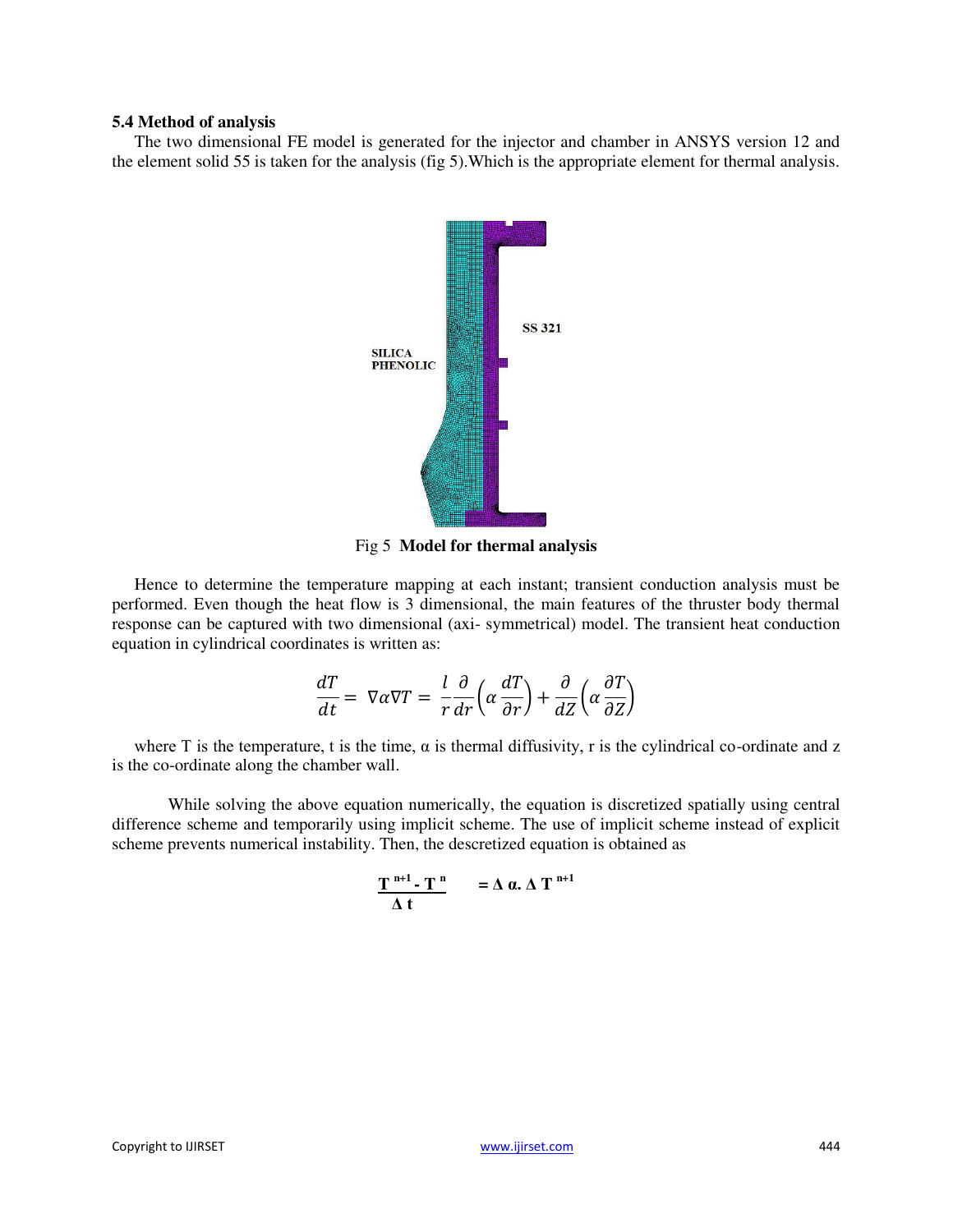### 5.4 Method of analysis

The two dimensional FE model is generated for the injector and chamber in ANSYS version 12 and the element solid 55 is taken for the analysis (fig 5).Which is the appropriate element for thermal analysis.

Fig 5 **Model for thermal analysis**

Hence to determine the temperature mapping at each instant; transient conduction analysis must be performed. Even though the heat flow is 3 dimensional, the main features of the thruster body thermal response can be captured with two dimensional (axi- symmetrical) model. The transient heat conduction equation in cylindrical coordinates is written as:

$$\frac{dT}{dt} = \nabla\alpha\nabla T = \frac{l}{r}\frac{\partial}{dr}\left(\alpha\frac{dT}{\partial r}\right) + \frac{\partial}{dZ}\left(\alpha\frac{\partial T}{\partial Z}\right)$$

where T is the temperature, t is the time, α is thermal diffusivity, r is the cylindrical co-ordinate and z is the co-ordinate along the chamber wall.

While solving the above equation numerically, the equation is discretized spatially using central difference scheme and temporarily using implicit scheme. The use of implicit scheme instead of explicit scheme prevents numerical instability. Then, the descretized equation is obtained as

$$\frac{T^{n+1} - T^{n}}{\Delta t} = \Delta\, \alpha .\, \Delta\, T^{n+1}$$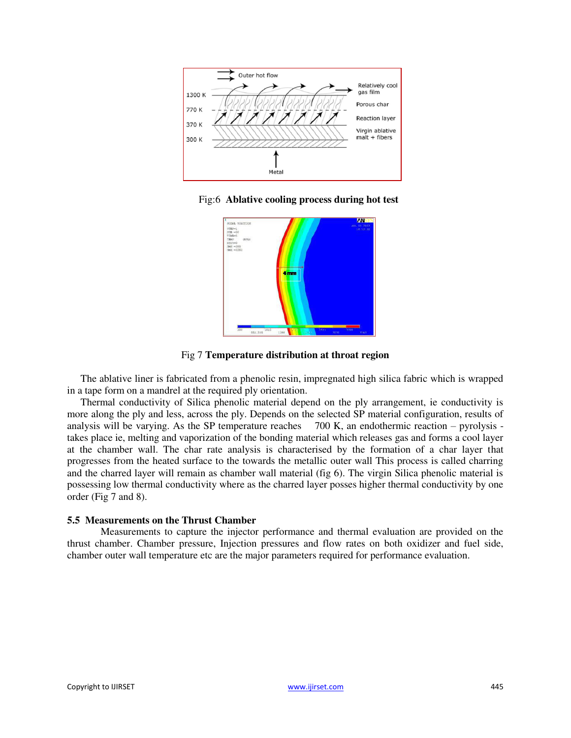Fig:6 **Ablative cooling process during hot test**

Fig 7 **Temperature distribution at throat region**

The ablative liner is fabricated from a phenolic resin, impregnated high silica fabric which is wrapped in a tape form on a mandrel at the required ply orientation.

Thermal conductivity of Silica phenolic material depend on the ply arrangement, ie conductivity is more along the ply and less, across the ply. Depends on the selected SP material configuration, results of analysis will be varying. As the SP temperature reaches 700 K, an endothermic reaction – pyrolysis - takes place ie, melting and vaporization of the bonding material which releases gas and forms a cool layer at the chamber wall. The char rate analysis is characterised by the formation of a char layer that progresses from the heated surface to the towards the metallic outer wall This process is called charring and the charred layer will remain as chamber wall material (fig 6). The virgin Silica phenolic material is possessing low thermal conductivity where as the charred layer posses higher thermal conductivity by one order (Fig 7 and 8).

### 5.5 Measurements on the Thrust Chamber

Measurements to capture the injector performance and thermal evaluation are provided on the thrust chamber. Chamber pressure, Injection pressures and flow rates on both oxidizer and fuel side, chamber outer wall temperature etc are the major parameters required for performance evaluation.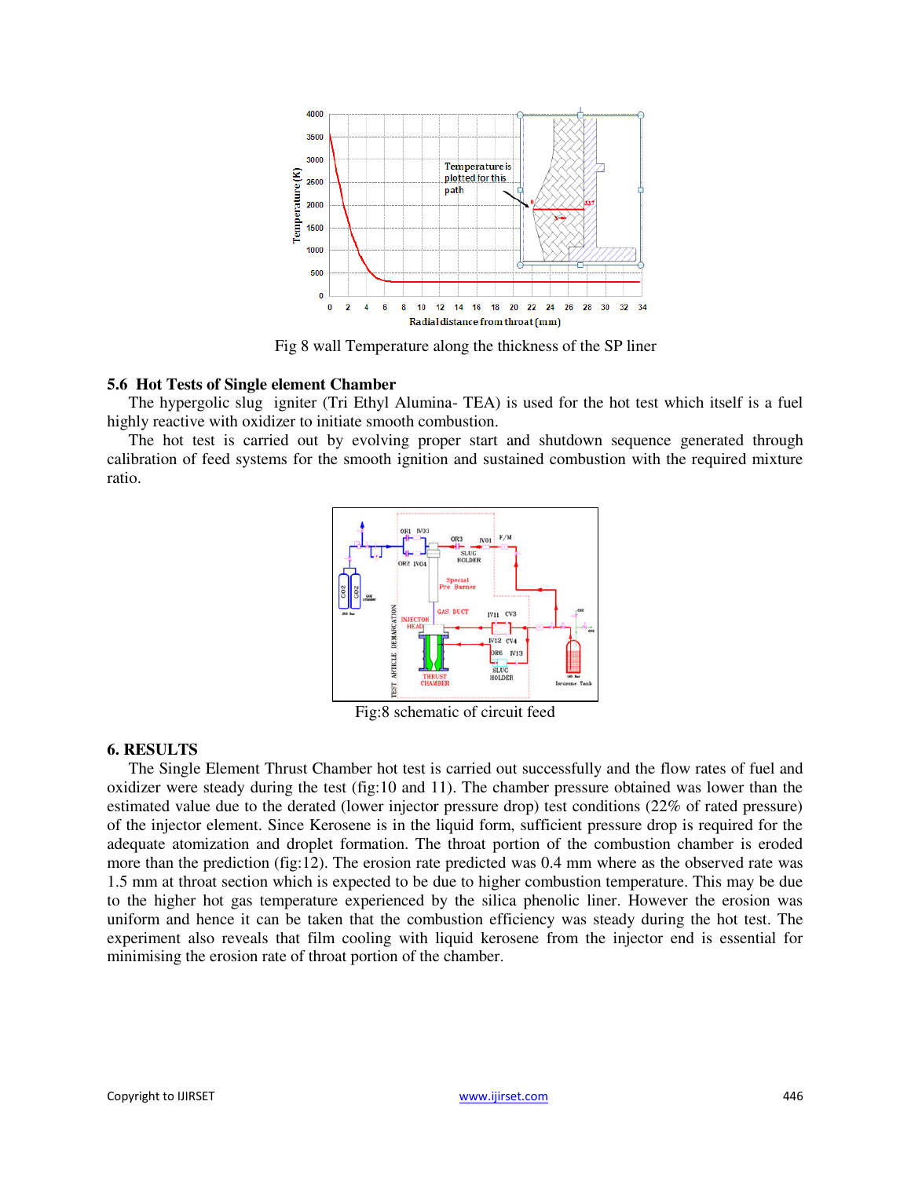Fig 8 wall Temperature along the thickness of the SP liner

### 5.6 Hot Tests of Single element Chamber

The hypergolic slug igniter (Tri Ethyl Alumina- TEA) is used for the hot test which itself is a fuel highly reactive with oxidizer to initiate smooth combustion.

The hot test is carried out by evolving proper start and shutdown sequence generated through calibration of feed systems for the smooth ignition and sustained combustion with the required mixture ratio.

Fig:8 schematic of circuit feed

## 6. RESULTS

The Single Element Thrust Chamber hot test is carried out successfully and the flow rates of fuel and oxidizer were steady during the test (fig:10 and 11). The chamber pressure obtained was lower than the estimated value due to the derated (lower injector pressure drop) test conditions (22% of rated pressure) of the injector element. Since Kerosene is in the liquid form, sufficient pressure drop is required for the adequate atomization and droplet formation. The throat portion of the combustion chamber is eroded more than the prediction (fig:12). The erosion rate predicted was 0.4 mm where as the observed rate was 1.5 mm at throat section which is expected to be due to higher combustion temperature. This may be due to the higher hot gas temperature experienced by the silica phenolic liner. However the erosion was uniform and hence it can be taken that the combustion efficiency was steady during the hot test. The experiment also reveals that film cooling with liquid kerosene from the injector end is essential for minimising the erosion rate of throat portion of the chamber.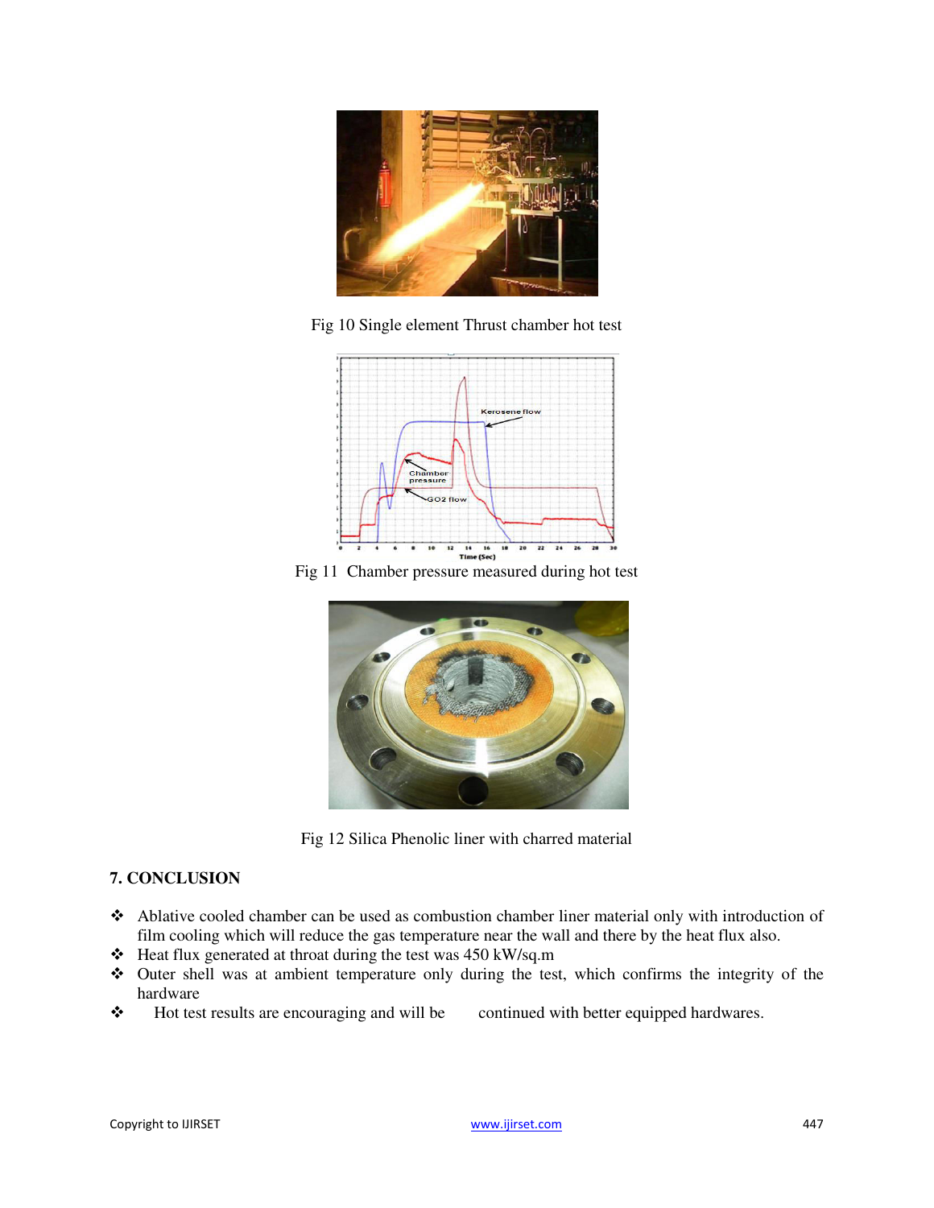Fig 10 Single element Thrust chamber hot test

Fig 11  Chamber pressure measured during hot test

Fig 12 Silica Phenolic liner with charred material

## 7. CONCLUSION

- Ablative cooled chamber can be used as combustion chamber liner material only with introduction of film cooling which will reduce the gas temperature near the wall and there by the heat flux also.
- Heat flux generated at throat during the test was 450 kW/sq.m
- Outer shell was at ambient temperature only during the test, which confirms the integrity of the hardware
- Hot test results are encouraging and will be continued with better equipped hardwares.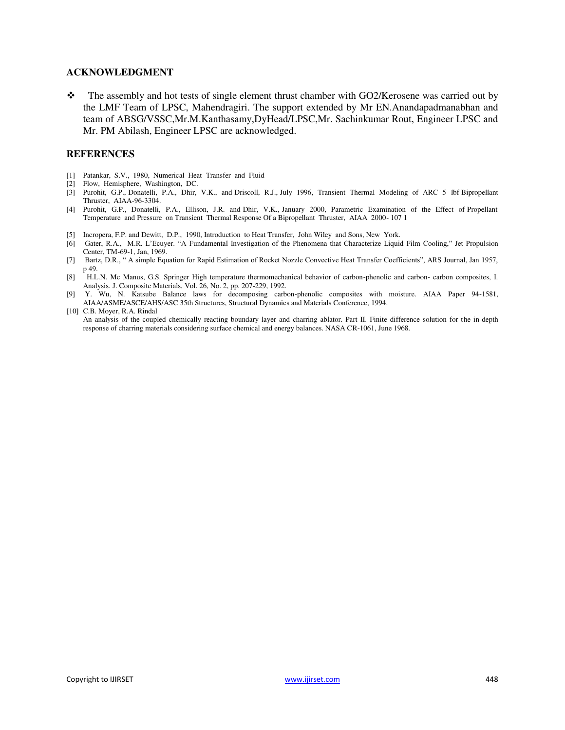## ACKNOWLEDGMENT

❖ The assembly and hot tests of single element thrust chamber with GO2/Kerosene was carried out by the LMF Team of LPSC, Mahendragiri. The support extended by Mr EN.Anandapadmanabhan and team of ABSG/VSSC,Mr.M.Kanthasamy,DyHead/LPSC,Mr. Sachinkumar Rout, Engineer LPSC and Mr. PM Abilash, Engineer LPSC are acknowledged.

## REFERENCES

[1] Patankar, S.V., 1980, Numerical Heat Transfer and Fluid

[2] Flow, Hemisphere, Washington, DC.

[3] Purohit, G.P., Donatelli, P.A., Dhir, V.K., and Driscoll, R.J., July 1996, Transient Thermal Modeling of ARC 5 lbf Bipropellant Thruster, AIAA-96-3304.

[4] Purohit, G.P., Donatelli, P.A., Ellison, J.R. and Dhir, V.K., January 2000, Parametric Examination of the Effect of Propellant Temperature and Pressure on Transient Thermal Response Of a Bipropellant Thruster, AIAA 2000- 107 1

[5] Incropera, F.P. and Dewitt, D.P., 1990, Introduction to Heat Transfer, John Wiley and Sons, New York.

[6] Gater, R.A., M.R. L'Ecuyer. "A Fundamental Investigation of the Phenomena that Characterize Liquid Film Cooling," Jet Propulsion Center, TM-69-1, Jan, 1969.

[7] Bartz, D.R., " A simple Equation for Rapid Estimation of Rocket Nozzle Convective Heat Transfer Coefficients", ARS Journal, Jan 1957, p 49.

[8] H.L.N. Mc Manus, G.S. Springer High temperature thermomechanical behavior of carbon-phenolic and carbon- carbon composites, I. Analysis. J. Composite Materials, Vol. 26, No. 2, pp. 207-229, 1992.

[9] Y. Wu, N. Katsube Balance laws for decomposing carbon-phenolic composites with moisture. AIAA Paper 94-1581, AIAA/ASME/ASCE/AHS/ASC 35th Structures, Structural Dynamics and Materials Conference, 1994.

[10] C.B. Moyer, R.A. Rindal
An analysis of the coupled chemically reacting boundary layer and charring ablator. Part II. Finite difference solution for the in-depth response of charring materials considering surface chemical and energy balances. NASA CR-1061, June 1968.